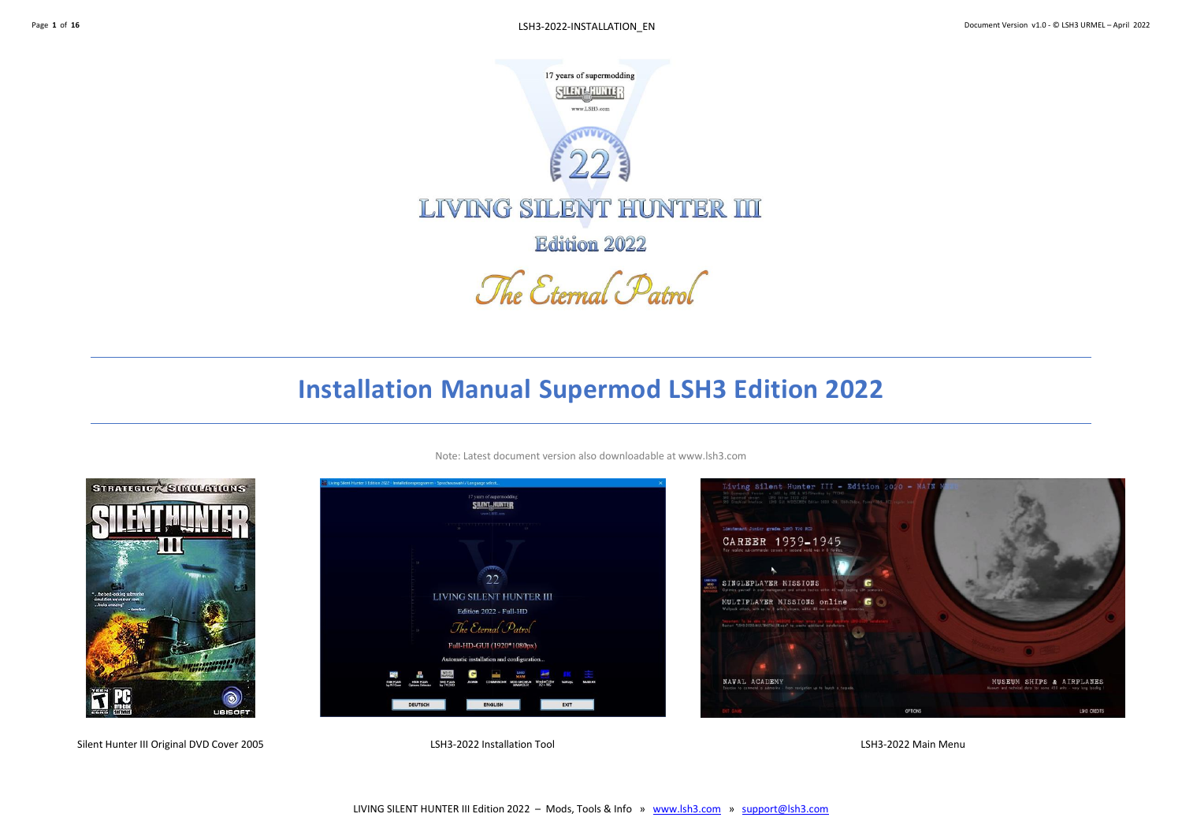17 years of supermodding

www.LSH3.com

22

LIVING SILENT HUNTER III

Edition 2022

*The Eternal Patrol*

# Installation Manual Supermod LSH3 Edition 2022

Note: Latest document version also downloadable at www.lsh3.com

Silent Hunter III Original DVD Cover 2005

LSH3-2022 Installation Tool

LSH3-2022 Main Menu

LIVING SILENT HUNTER III Edition 2022 – Mods, Tools & Info » www.lsh3.com » support@lsh3.com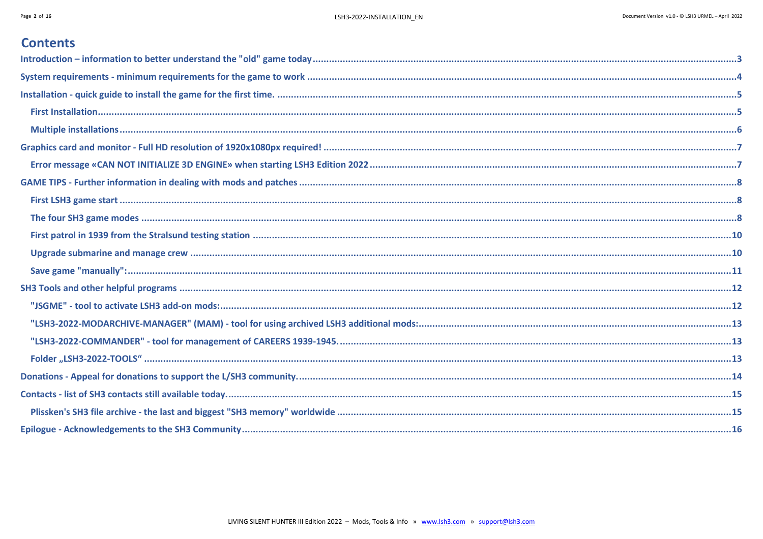## Contents

Introduction – information to better understand the "old" game today ....3

System requirements - minimum requirements for the game to work ....4

Installation - quick guide to install the game for the first time. ....5

- First Installation....5
- Multiple installations....6

Graphics card and monitor - Full HD resolution of 1920x1080px required! ....7

- Error message «CAN NOT INITIALIZE 3D ENGINE» when starting LSH3 Edition 2022 ....7

GAME TIPS - Further information in dealing with mods and patches ....8

- First LSH3 game start ....8
- The four SH3 game modes ....8
- First patrol in 1939 from the Stralsund testing station ....10
- Upgrade submarine and manage crew ....10
- Save game "manually":....11

SH3 Tools and other helpful programs ....12

- "JSGME" - tool to activate LSH3 add-on mods:....12
- "LSH3-2022-MODARCHIVE-MANAGER" (MAM) - tool for using archived LSH3 additional mods:....13
- "LSH3-2022-COMMANDER" - tool for management of CAREERS 1939-1945. ....13
- Folder „LSH3-2022-TOOLS“ ....13

Donations - Appeal for donations to support the L/SH3 community. ....14

Contacts - list of SH3 contacts still available today. ....15

- Plissken's SH3 file archive - the last and biggest "SH3 memory" worldwide ....15

Epilogue - Acknowledgements to the SH3 Community....16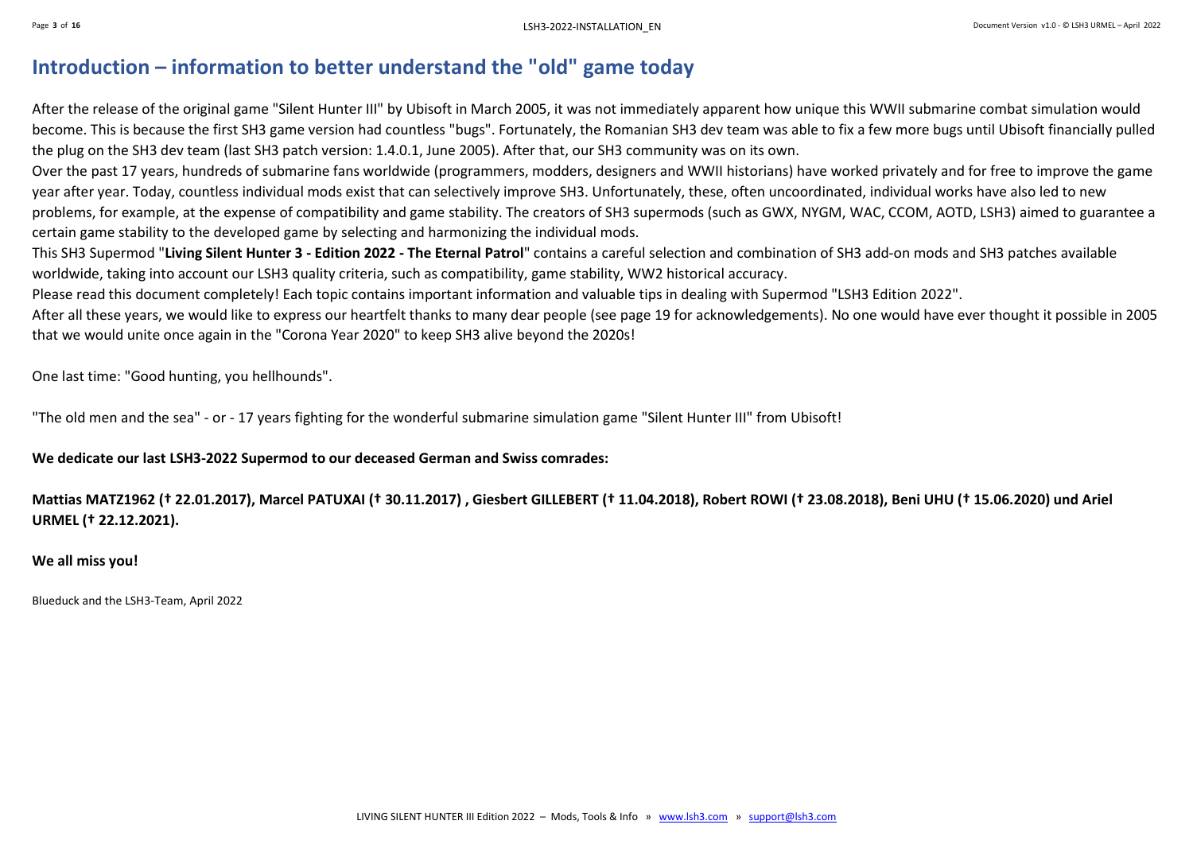# Introduction – information to better understand the "old" game today

After the release of the original game "Silent Hunter III" by Ubisoft in March 2005, it was not immediately apparent how unique this WWII submarine combat simulation would become. This is because the first SH3 game version had countless "bugs". Fortunately, the Romanian SH3 dev team was able to fix a few more bugs until Ubisoft financially pulled the plug on the SH3 dev team (last SH3 patch version: 1.4.0.1, June 2005). After that, our SH3 community was on its own.

Over the past 17 years, hundreds of submarine fans worldwide (programmers, modders, designers and WWII historians) have worked privately and for free to improve the game year after year. Today, countless individual mods exist that can selectively improve SH3. Unfortunately, these, often uncoordinated, individual works have also led to new problems, for example, at the expense of compatibility and game stability. The creators of SH3 supermods (such as GWX, NYGM, WAC, CCOM, AOTD, LSH3) aimed to guarantee a certain game stability to the developed game by selecting and harmonizing the individual mods.

This SH3 Supermod "**Living Silent Hunter 3 - Edition 2022 - The Eternal Patrol**" contains a careful selection and combination of SH3 add-on mods and SH3 patches available worldwide, taking into account our LSH3 quality criteria, such as compatibility, game stability, WW2 historical accuracy.

Please read this document completely! Each topic contains important information and valuable tips in dealing with Supermod "LSH3 Edition 2022".

After all these years, we would like to express our heartfelt thanks to many dear people (see page 19 for acknowledgements). No one would have ever thought it possible in 2005 that we would unite once again in the "Corona Year 2020" to keep SH3 alive beyond the 2020s!

One last time: "Good hunting, you hellhounds".

"The old men and the sea" - or - 17 years fighting for the wonderful submarine simulation game "Silent Hunter III" from Ubisoft!

**We dedicate our last LSH3-2022 Supermod to our deceased German and Swiss comrades:**

**Mattias MATZ1962 († 22.01.2017), Marcel PATUXAI († 30.11.2017) , Giesbert GILLEBERT († 11.04.2018), Robert ROWI († 23.08.2018), Beni UHU († 15.06.2020) und Ariel URMEL († 22.12.2021).**

**We all miss you!**

Blueduck and the LSH3-Team, April 2022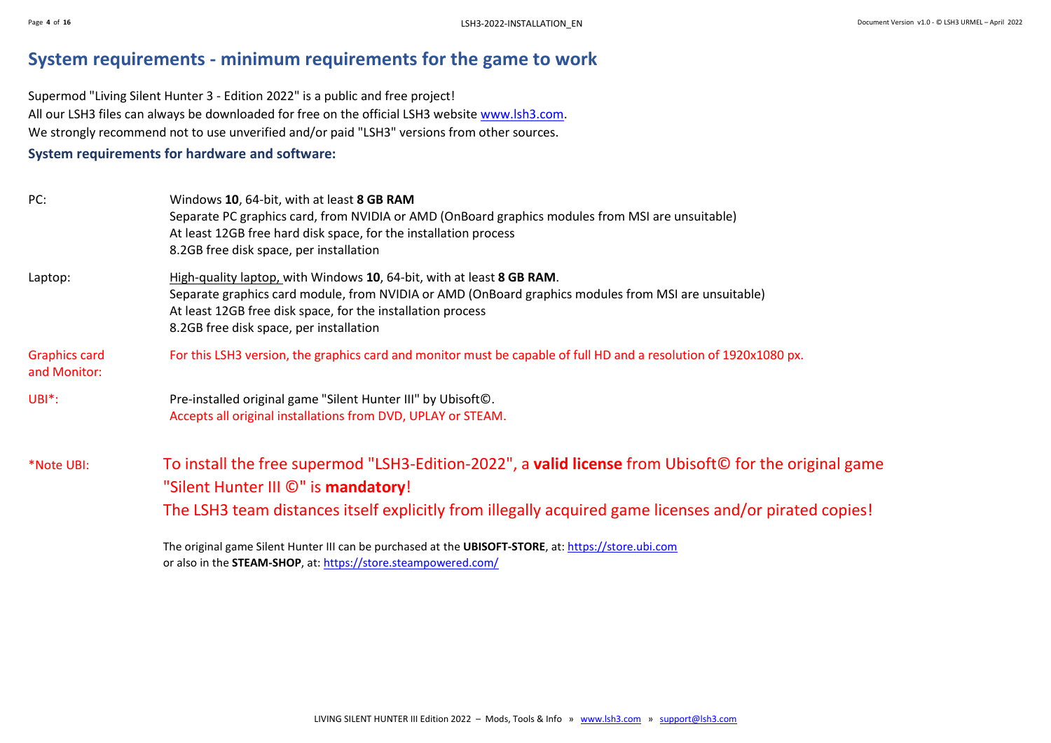# System requirements - minimum requirements for the game to work

Supermod "Living Silent Hunter 3 - Edition 2022" is a public and free project!
All our LSH3 files can always be downloaded for free on the official LSH3 website www.lsh3.com.
We strongly recommend not to use unverified and/or paid "LSH3" versions from other sources.

### System requirements for hardware and software:

| | |
|---|---|
| PC: | Windows **10**, 64-bit, with at least **8 GB RAM**<br>Separate PC graphics card, from NVIDIA or AMD (OnBoard graphics modules from MSI are unsuitable)<br>At least 12GB free hard disk space, for the installation process<br>8.2GB free disk space, per installation |
| Laptop: | High-quality laptop, with Windows **10**, 64-bit, with at least **8 GB RAM**.<br>Separate graphics card module, from NVIDIA or AMD (OnBoard graphics modules from MSI are unsuitable)<br>At least 12GB free disk space, for the installation process<br>8.2GB free disk space, per installation |
| Graphics card and Monitor: | For this LSH3 version, the graphics card and monitor must be capable of full HD and a resolution of 1920x1080 px. |
| UBI*: | Pre-installed original game "Silent Hunter III" by Ubisoft©.<br>Accepts all original installations from DVD, UPLAY or STEAM. |

*Note UBI: To install the free supermod "LSH3-Edition-2022", a **valid license** from Ubisoft© for the original game "Silent Hunter III ©" is **mandatory**!
The LSH3 team distances itself explicitly from illegally acquired game licenses and/or pirated copies!

The original game Silent Hunter III can be purchased at the **UBISOFT-STORE**, at: https://store.ubi.com
or also in the **STEAM-SHOP**, at: https://store.steampowered.com/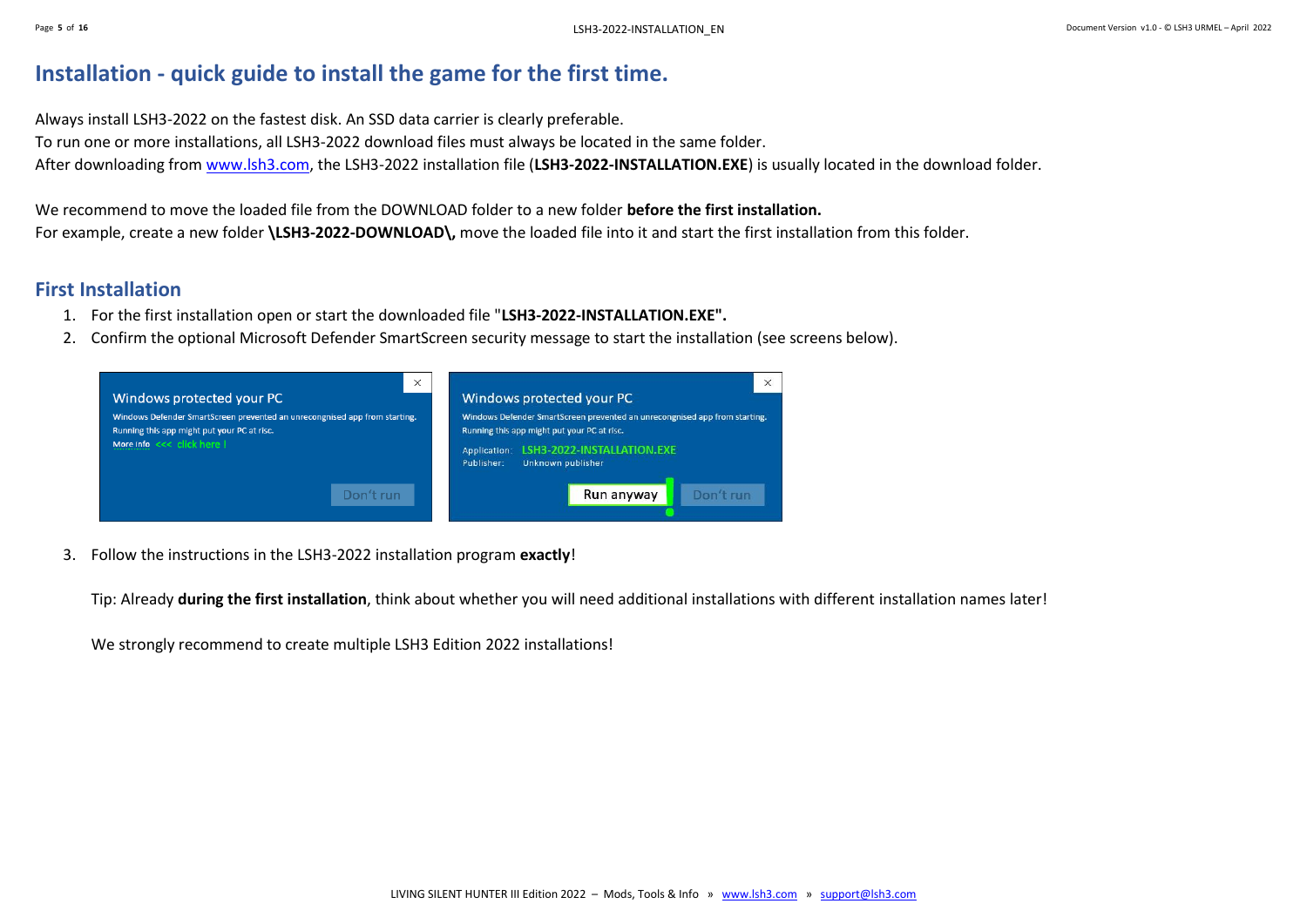# Installation - quick guide to install the game for the first time.

Always install LSH3-2022 on the fastest disk. An SSD data carrier is clearly preferable.
To run one or more installations, all LSH3-2022 download files must always be located in the same folder.
After downloading from www.lsh3.com, the LSH3-2022 installation file (**LSH3-2022-INSTALLATION.EXE**) is usually located in the download folder.

We recommend to move the loaded file from the DOWNLOAD folder to a new folder **before the first installation.**
For example, create a new folder **\LSH3-2022-DOWNLOAD\,** move the loaded file into it and start the first installation from this folder.

## First Installation

1. For the first installation open or start the downloaded file "**LSH3-2022-INSTALLATION.EXE".**
2. Confirm the optional Microsoft Defender SmartScreen security message to start the installation (see screens below).

3. Follow the instructions in the LSH3-2022 installation program **exactly**!

   Tip: Already **during the first installation**, think about whether you will need additional installations with different installation names later!

   We strongly recommend to create multiple LSH3 Edition 2022 installations!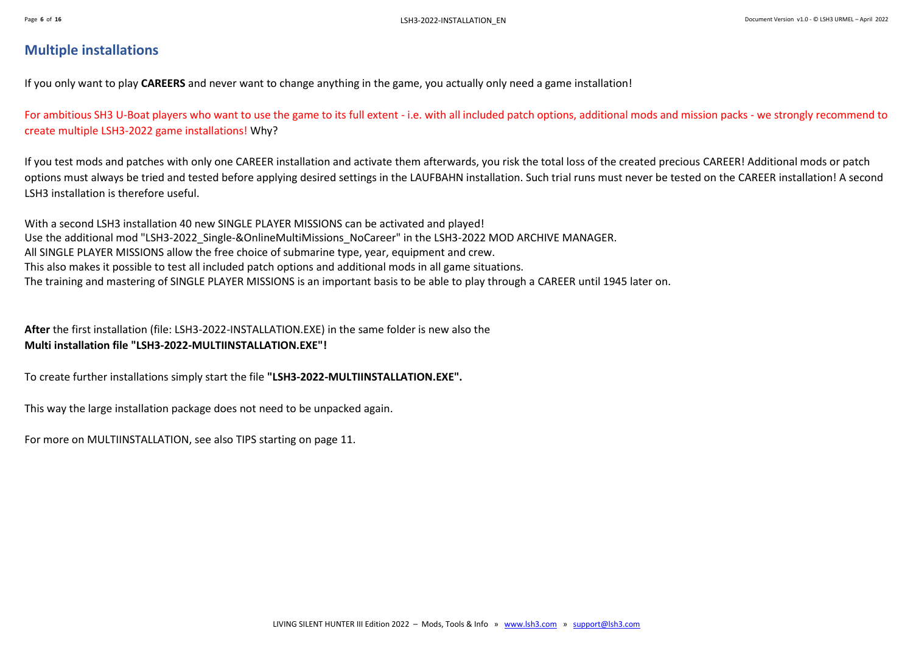## Multiple installations

If you only want to play **CAREERS** and never want to change anything in the game, you actually only need a game installation!

For ambitious SH3 U-Boat players who want to use the game to its full extent - i.e. with all included patch options, additional mods and mission packs - we strongly recommend to create multiple LSH3-2022 game installations! Why?

If you test mods and patches with only one CAREER installation and activate them afterwards, you risk the total loss of the created precious CAREER! Additional mods or patch options must always be tried and tested before applying desired settings in the LAUFBAHN installation. Such trial runs must never be tested on the CAREER installation! A second LSH3 installation is therefore useful.

With a second LSH3 installation 40 new SINGLE PLAYER MISSIONS can be activated and played!
Use the additional mod "LSH3-2022_Single-&OnlineMultiMissions_NoCareer" in the LSH3-2022 MOD ARCHIVE MANAGER.
All SINGLE PLAYER MISSIONS allow the free choice of submarine type, year, equipment and crew.
This also makes it possible to test all included patch options and additional mods in all game situations.
The training and mastering of SINGLE PLAYER MISSIONS is an important basis to be able to play through a CAREER until 1945 later on.

**After** the first installation (file: LSH3-2022-INSTALLATION.EXE) in the same folder is new also the
**Multi installation file "LSH3-2022-MULTIINSTALLATION.EXE"!**

To create further installations simply start the file **"LSH3-2022-MULTIINSTALLATION.EXE".**

This way the large installation package does not need to be unpacked again.

For more on MULTIINSTALLATION, see also TIPS starting on page 11.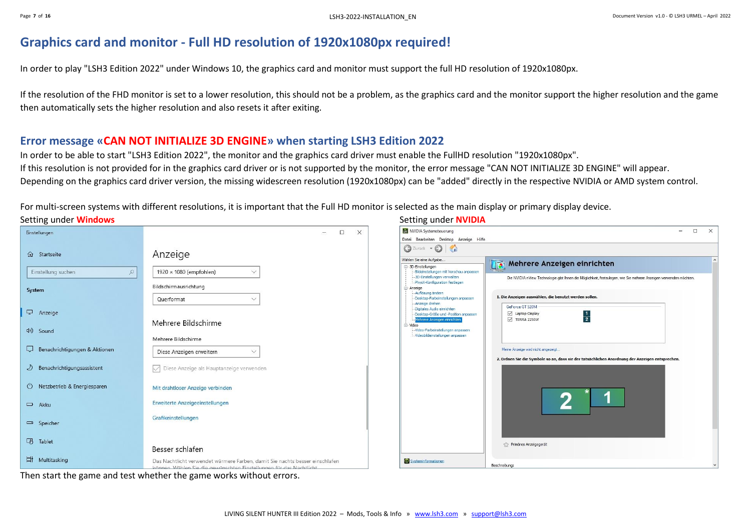# Graphics card and monitor - Full HD resolution of 1920x1080px required!

In order to play "LSH3 Edition 2022" under Windows 10, the graphics card and monitor must support the full HD resolution of 1920x1080px.

If the resolution of the FHD monitor is set to a lower resolution, this should not be a problem, as the graphics card and the monitor support the higher resolution and the game then automatically sets the higher resolution and also resets it after exiting.

## Error message «CAN NOT INITIALIZE 3D ENGINE» when starting LSH3 Edition 2022

In order to be able to start "LSH3 Edition 2022", the monitor and the graphics card driver must enable the FullHD resolution "1920x1080px".
If this resolution is not provided for in the graphics card driver or is not supported by the monitor, the error message "CAN NOT INITIALIZE 3D ENGINE" will appear.
Depending on the graphics card driver version, the missing widescreen resolution (1920x1080px) can be "added" directly in the respective NVIDIA or AMD system control.

For multi-screen systems with different resolutions, it is important that the Full HD monitor is selected as the main display or primary display device.

Setting under **Windows**

Setting under **NVIDIA**

Then start the game and test whether the game works without errors.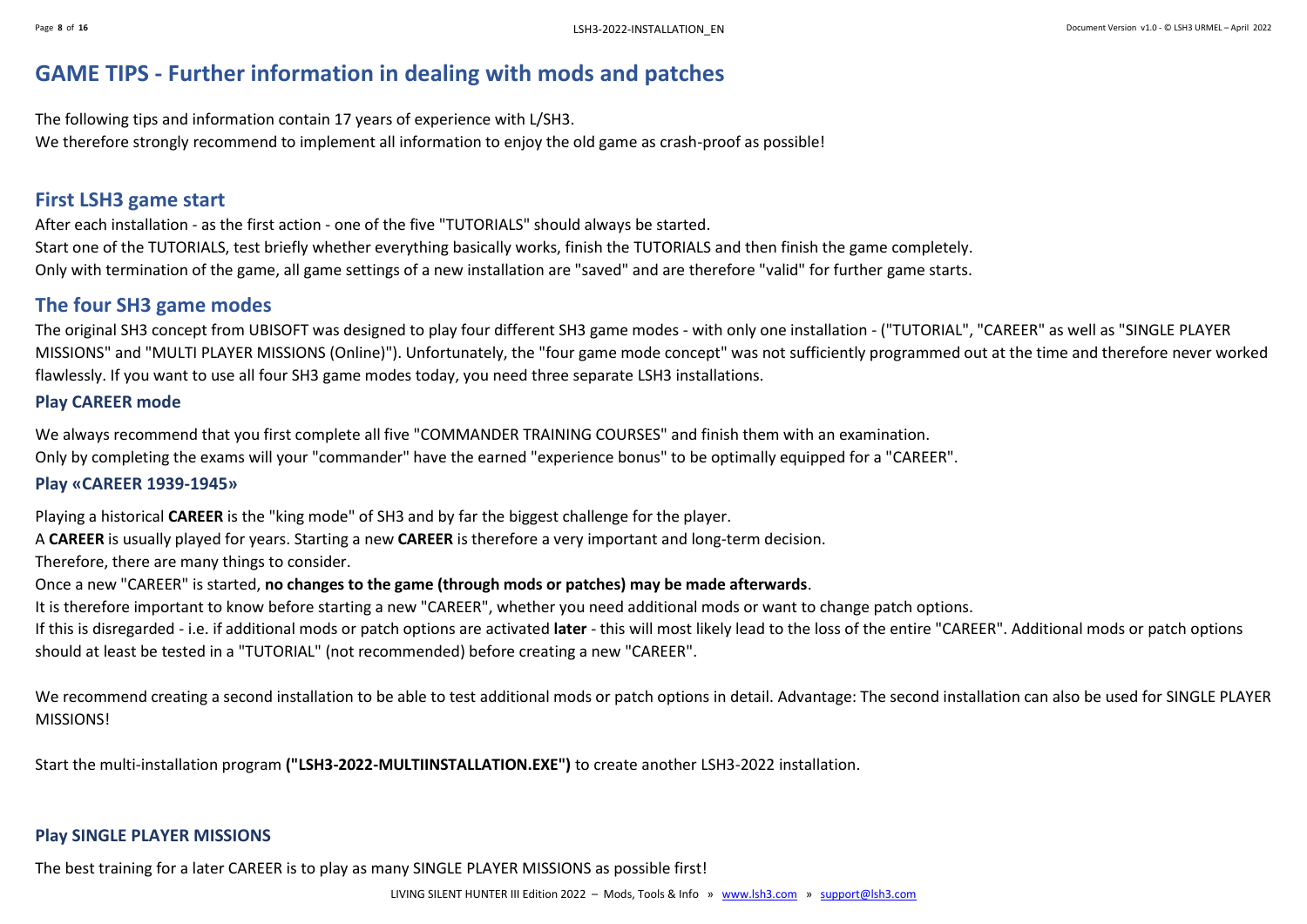# GAME TIPS - Further information in dealing with mods and patches

The following tips and information contain 17 years of experience with L/SH3.
We therefore strongly recommend to implement all information to enjoy the old game as crash-proof as possible!

## First LSH3 game start

After each installation - as the first action - one of the five "TUTORIALS" should always be started.
Start one of the TUTORIALS, test briefly whether everything basically works, finish the TUTORIALS and then finish the game completely.
Only with termination of the game, all game settings of a new installation are "saved" and are therefore "valid" for further game starts.

## The four SH3 game modes

The original SH3 concept from UBISOFT was designed to play four different SH3 game modes - with only one installation - ("TUTORIAL", "CAREER" as well as "SINGLE PLAYER MISSIONS" and "MULTI PLAYER MISSIONS (Online)"). Unfortunately, the "four game mode concept" was not sufficiently programmed out at the time and therefore never worked flawlessly. If you want to use all four SH3 game modes today, you need three separate LSH3 installations.

### Play CAREER mode

We always recommend that you first complete all five "COMMANDER TRAINING COURSES" and finish them with an examination.
Only by completing the exams will your "commander" have the earned "experience bonus" to be optimally equipped for a "CAREER".

### Play «CAREER 1939-1945»

Playing a historical **CAREER** is the "king mode" of SH3 and by far the biggest challenge for the player.
A **CAREER** is usually played for years. Starting a new **CAREER** is therefore a very important and long-term decision.
Therefore, there are many things to consider.
Once a new "CAREER" is started, **no changes to the game (through mods or patches) may be made afterwards**.
It is therefore important to know before starting a new "CAREER", whether you need additional mods or want to change patch options.
If this is disregarded - i.e. if additional mods or patch options are activated **later** - this will most likely lead to the loss of the entire "CAREER". Additional mods or patch options should at least be tested in a "TUTORIAL" (not recommended) before creating a new "CAREER".

We recommend creating a second installation to be able to test additional mods or patch options in detail. Advantage: The second installation can also be used for SINGLE PLAYER MISSIONS!

Start the multi-installation program **("LSH3-2022-MULTIINSTALLATION.EXE")** to create another LSH3-2022 installation.

### Play SINGLE PLAYER MISSIONS

The best training for a later CAREER is to play as many SINGLE PLAYER MISSIONS as possible first!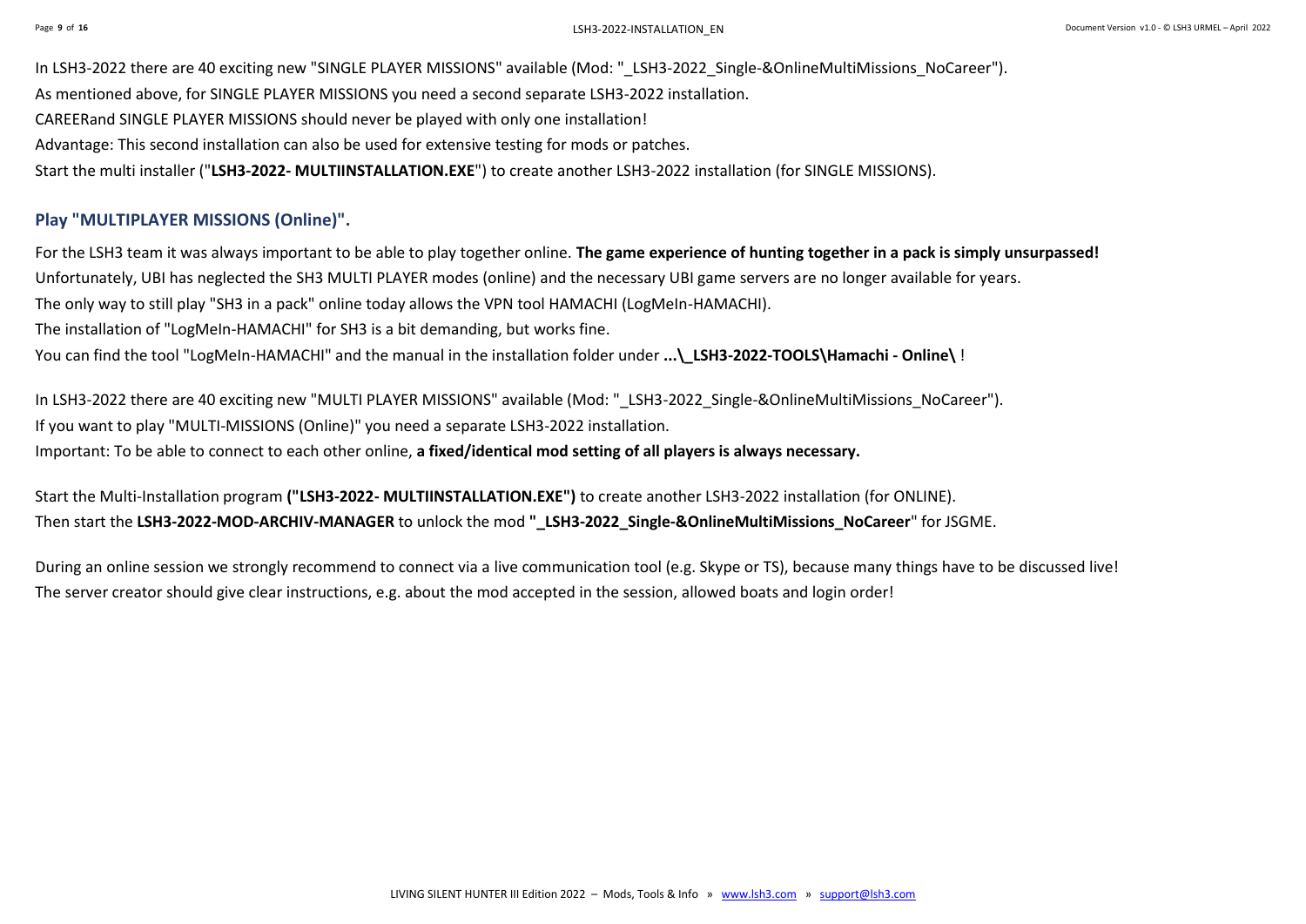In LSH3-2022 there are 40 exciting new "SINGLE PLAYER MISSIONS" available (Mod: "_LSH3-2022_Single-&OnlineMultiMissions_NoCareer").
As mentioned above, for SINGLE PLAYER MISSIONS you need a second separate LSH3-2022 installation.
CAREERand SINGLE PLAYER MISSIONS should never be played with only one installation!
Advantage: This second installation can also be used for extensive testing for mods or patches.
Start the multi installer ("**LSH3-2022- MULTIINSTALLATION.EXE**") to create another LSH3-2022 installation (for SINGLE MISSIONS).

## Play "MULTIPLAYER MISSIONS (Online)".

For the LSH3 team it was always important to be able to play together online. **The game experience of hunting together in a pack is simply unsurpassed!**
Unfortunately, UBI has neglected the SH3 MULTI PLAYER modes (online) and the necessary UBI game servers are no longer available for years.
The only way to still play "SH3 in a pack" online today allows the VPN tool HAMACHI (LogMeIn-HAMACHI).
The installation of "LogMeIn-HAMACHI" for SH3 is a bit demanding, but works fine.
You can find the tool "LogMeIn-HAMACHI" and the manual in the installation folder under **...\_LSH3-2022-TOOLS\Hamachi - Online\** !

In LSH3-2022 there are 40 exciting new "MULTI PLAYER MISSIONS" available (Mod: "_LSH3-2022_Single-&OnlineMultiMissions_NoCareer").
If you want to play "MULTI-MISSIONS (Online)" you need a separate LSH3-2022 installation.
Important: To be able to connect to each other online, **a fixed/identical mod setting of all players is always necessary.**

Start the Multi-Installation program **("LSH3-2022- MULTIINSTALLATION.EXE")** to create another LSH3-2022 installation (for ONLINE).
Then start the **LSH3-2022-MOD-ARCHIV-MANAGER** to unlock the mod **"_LSH3-2022_Single-&OnlineMultiMissions_NoCareer**" for JSGME.

During an online session we strongly recommend to connect via a live communication tool (e.g. Skype or TS), because many things have to be discussed live!
The server creator should give clear instructions, e.g. about the mod accepted in the session, allowed boats and login order!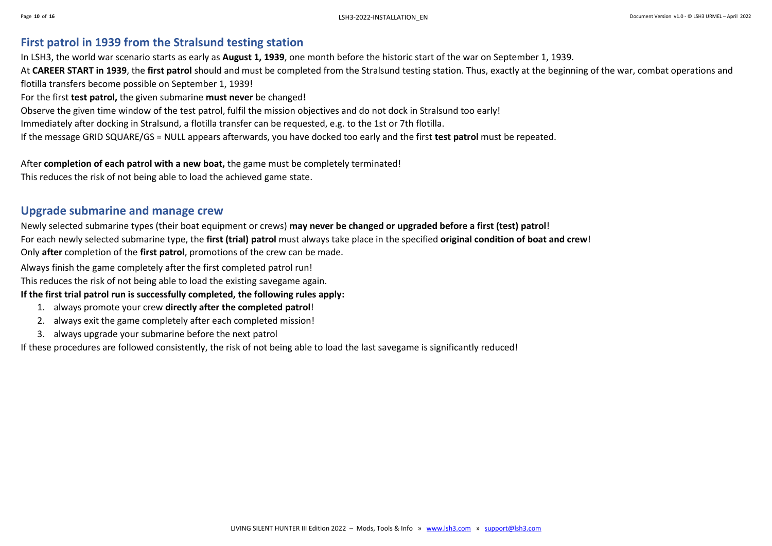## First patrol in 1939 from the Stralsund testing station

In LSH3, the world war scenario starts as early as **August 1, 1939**, one month before the historic start of the war on September 1, 1939.

At **CAREER START in 1939**, the **first patrol** should and must be completed from the Stralsund testing station. Thus, exactly at the beginning of the war, combat operations and flotilla transfers become possible on September 1, 1939!

For the first **test patrol,** the given submarine **must never** be changed**!**

Observe the given time window of the test patrol, fulfil the mission objectives and do not dock in Stralsund too early!

Immediately after docking in Stralsund, a flotilla transfer can be requested, e.g. to the 1st or 7th flotilla.

If the message GRID SQUARE/GS = NULL appears afterwards, you have docked too early and the first **test patrol** must be repeated.

After **completion of each patrol with a new boat,** the game must be completely terminated!

This reduces the risk of not being able to load the achieved game state.

## Upgrade submarine and manage crew

Newly selected submarine types (their boat equipment or crews) **may never be changed or upgraded before a first (test) patrol**!

For each newly selected submarine type, the **first (trial) patrol** must always take place in the specified **original condition of boat and crew**!

Only **after** completion of the **first patrol**, promotions of the crew can be made.

Always finish the game completely after the first completed patrol run!

This reduces the risk of not being able to load the existing savegame again.

**If the first trial patrol run is successfully completed, the following rules apply:**

1. always promote your crew **directly after the completed patrol**!
2. always exit the game completely after each completed mission!
3. always upgrade your submarine before the next patrol

If these procedures are followed consistently, the risk of not being able to load the last savegame is significantly reduced!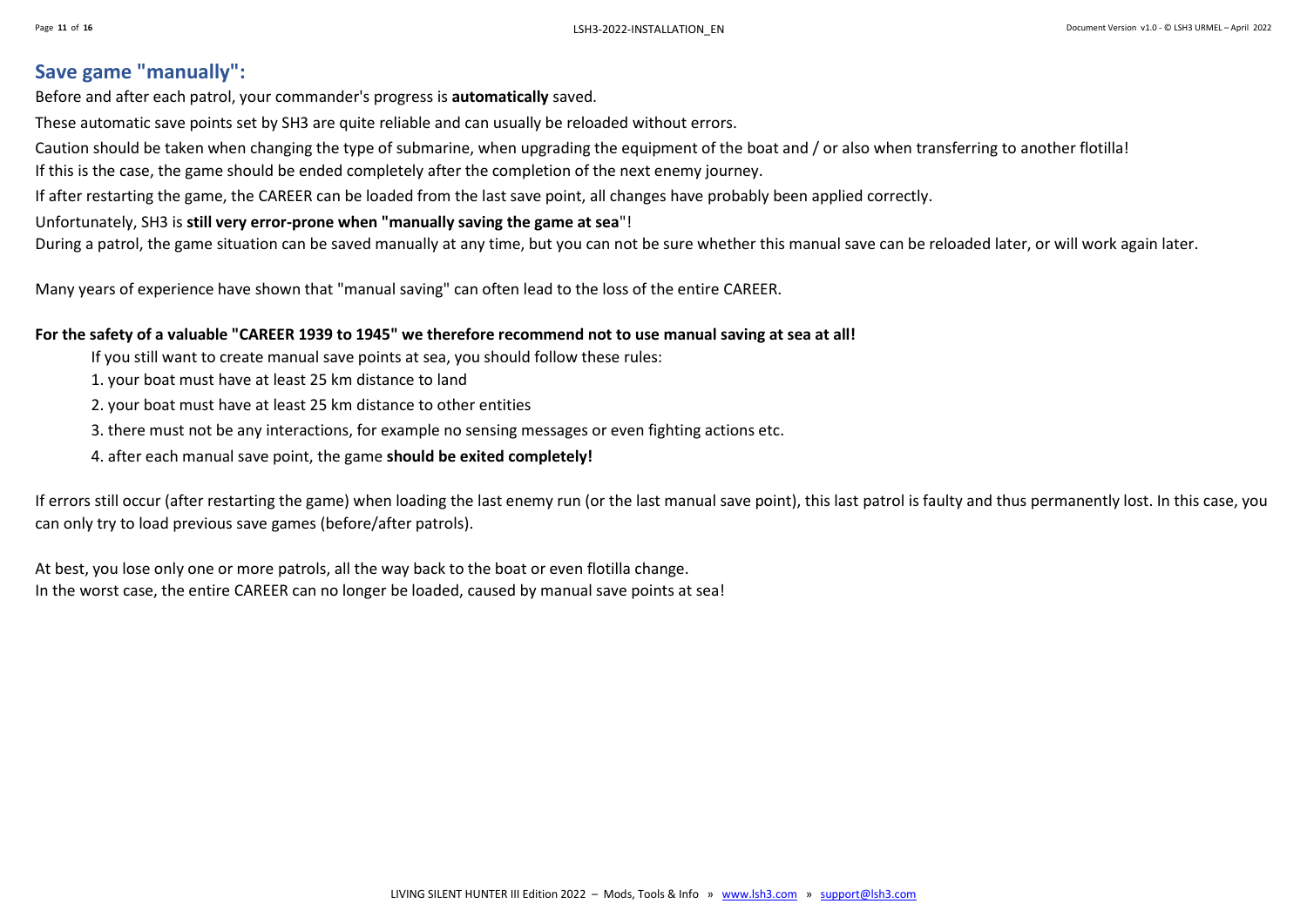## Save game "manually":

Before and after each patrol, your commander's progress is **automatically** saved.

These automatic save points set by SH3 are quite reliable and can usually be reloaded without errors.

Caution should be taken when changing the type of submarine, when upgrading the equipment of the boat and / or also when transferring to another flotilla!
If this is the case, the game should be ended completely after the completion of the next enemy journey.

If after restarting the game, the CAREER can be loaded from the last save point, all changes have probably been applied correctly.

Unfortunately, SH3 is **still very error-prone when "manually saving the game at sea**"!
During a patrol, the game situation can be saved manually at any time, but you can not be sure whether this manual save can be reloaded later, or will work again later.

Many years of experience have shown that "manual saving" can often lead to the loss of the entire CAREER.

**For the safety of a valuable "CAREER 1939 to 1945" we therefore recommend not to use manual saving at sea at all!**

If you still want to create manual save points at sea, you should follow these rules:

1. your boat must have at least 25 km distance to land
2. your boat must have at least 25 km distance to other entities
3. there must not be any interactions, for example no sensing messages or even fighting actions etc.
4. after each manual save point, the game **should be exited completely!**

If errors still occur (after restarting the game) when loading the last enemy run (or the last manual save point), this last patrol is faulty and thus permanently lost. In this case, you can only try to load previous save games (before/after patrols).

At best, you lose only one or more patrols, all the way back to the boat or even flotilla change.
In the worst case, the entire CAREER can no longer be loaded, caused by manual save points at sea!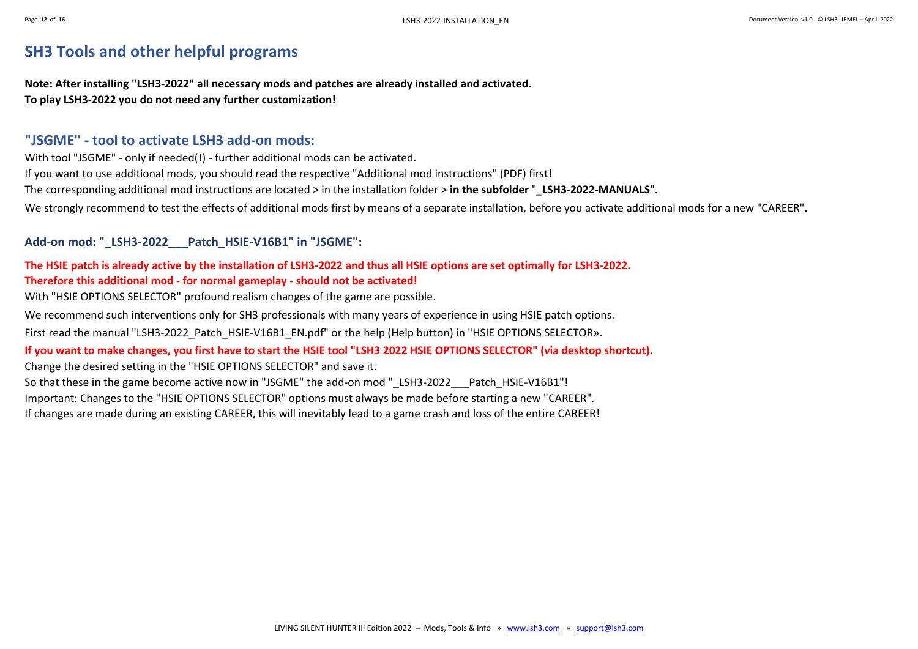# SH3 Tools and other helpful programs

**Note: After installing "LSH3-2022" all necessary mods and patches are already installed and activated.**
**To play LSH3-2022 you do not need any further customization!**

## "JSGME" - tool to activate LSH3 add-on mods:

With tool "JSGME" - only if needed(!) - further additional mods can be activated.
If you want to use additional mods, you should read the respective "Additional mod instructions" (PDF) first!
The corresponding additional mod instructions are located > in the installation folder > **in the subfolder** "**_LSH3-2022-MANUALS**".
We strongly recommend to test the effects of additional mods first by means of a separate installation, before you activate additional mods for a new "CAREER".

### Add-on mod: "_LSH3-2022___Patch_HSIE-V16B1" in "JSGME":

**The HSIE patch is already active by the installation of LSH3-2022 and thus all HSIE options are set optimally for LSH3-2022.**
**Therefore this additional mod - for normal gameplay - should not be activated!**

With "HSIE OPTIONS SELECTOR" profound realism changes of the game are possible.

We recommend such interventions only for SH3 professionals with many years of experience in using HSIE patch options.

First read the manual "LSH3-2022_Patch_HSIE-V16B1_EN.pdf" or the help (Help button) in "HSIE OPTIONS SELECTOR».

**If you want to make changes, you first have to start the HSIE tool "LSH3 2022 HSIE OPTIONS SELECTOR" (via desktop shortcut).**

Change the desired setting in the "HSIE OPTIONS SELECTOR" and save it.
So that these in the game become active now in "JSGME" the add-on mod "_LSH3-2022___Patch_HSIE-V16B1"!
Important: Changes to the "HSIE OPTIONS SELECTOR" options must always be made before starting a new "CAREER".
If changes are made during an existing CAREER, this will inevitably lead to a game crash and loss of the entire CAREER!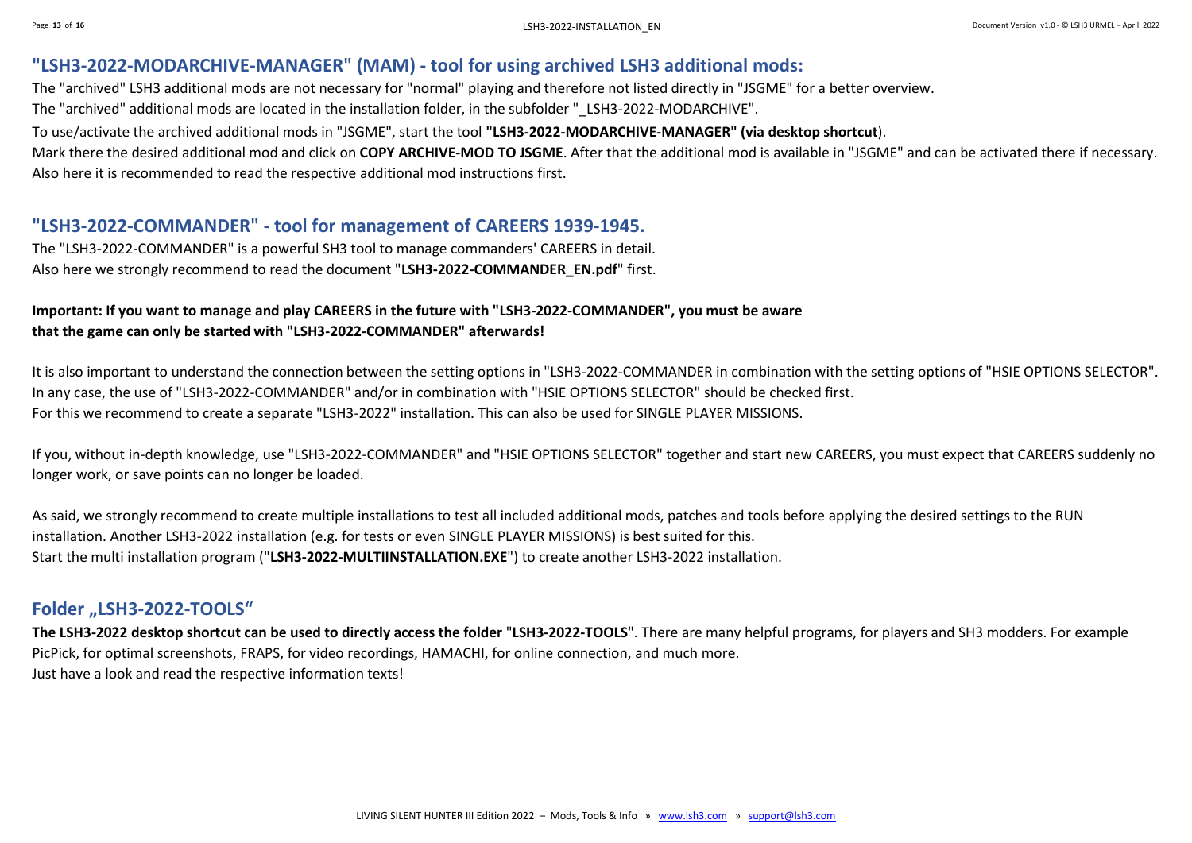## "LSH3-2022-MODARCHIVE-MANAGER" (MAM) - tool for using archived LSH3 additional mods:

The "archived" LSH3 additional mods are not necessary for "normal" playing and therefore not listed directly in "JSGME" for a better overview.
The "archived" additional mods are located in the installation folder, in the subfolder "_LSH3-2022-MODARCHIVE".

To use/activate the archived additional mods in "JSGME", start the tool **"LSH3-2022-MODARCHIVE-MANAGER" (via desktop shortcut**).
Mark there the desired additional mod and click on **COPY ARCHIVE-MOD TO JSGME**. After that the additional mod is available in "JSGME" and can be activated there if necessary.
Also here it is recommended to read the respective additional mod instructions first.

## "LSH3-2022-COMMANDER" - tool for management of CAREERS 1939-1945.

The "LSH3-2022-COMMANDER" is a powerful SH3 tool to manage commanders' CAREERS in detail.
Also here we strongly recommend to read the document "**LSH3-2022-COMMANDER_EN.pdf**" first.

**Important: If you want to manage and play CAREERS in the future with "LSH3-2022-COMMANDER", you must be aware that the game can only be started with "LSH3-2022-COMMANDER" afterwards!**

It is also important to understand the connection between the setting options in "LSH3-2022-COMMANDER in combination with the setting options of "HSIE OPTIONS SELECTOR".
In any case, the use of "LSH3-2022-COMMANDER" and/or in combination with "HSIE OPTIONS SELECTOR" should be checked first.
For this we recommend to create a separate "LSH3-2022" installation. This can also be used for SINGLE PLAYER MISSIONS.

If you, without in-depth knowledge, use "LSH3-2022-COMMANDER" and "HSIE OPTIONS SELECTOR" together and start new CAREERS, you must expect that CAREERS suddenly no longer work, or save points can no longer be loaded.

As said, we strongly recommend to create multiple installations to test all included additional mods, patches and tools before applying the desired settings to the RUN installation. Another LSH3-2022 installation (e.g. for tests or even SINGLE PLAYER MISSIONS) is best suited for this.
Start the multi installation program ("**LSH3-2022-MULTIINSTALLATION.EXE**") to create another LSH3-2022 installation.

## Folder „LSH3-2022-TOOLS“

**The LSH3-2022 desktop shortcut can be used to directly access the folder** "**LSH3-2022-TOOLS**". There are many helpful programs, for players and SH3 modders. For example PicPick, for optimal screenshots, FRAPS, for video recordings, HAMACHI, for online connection, and much more.
Just have a look and read the respective information texts!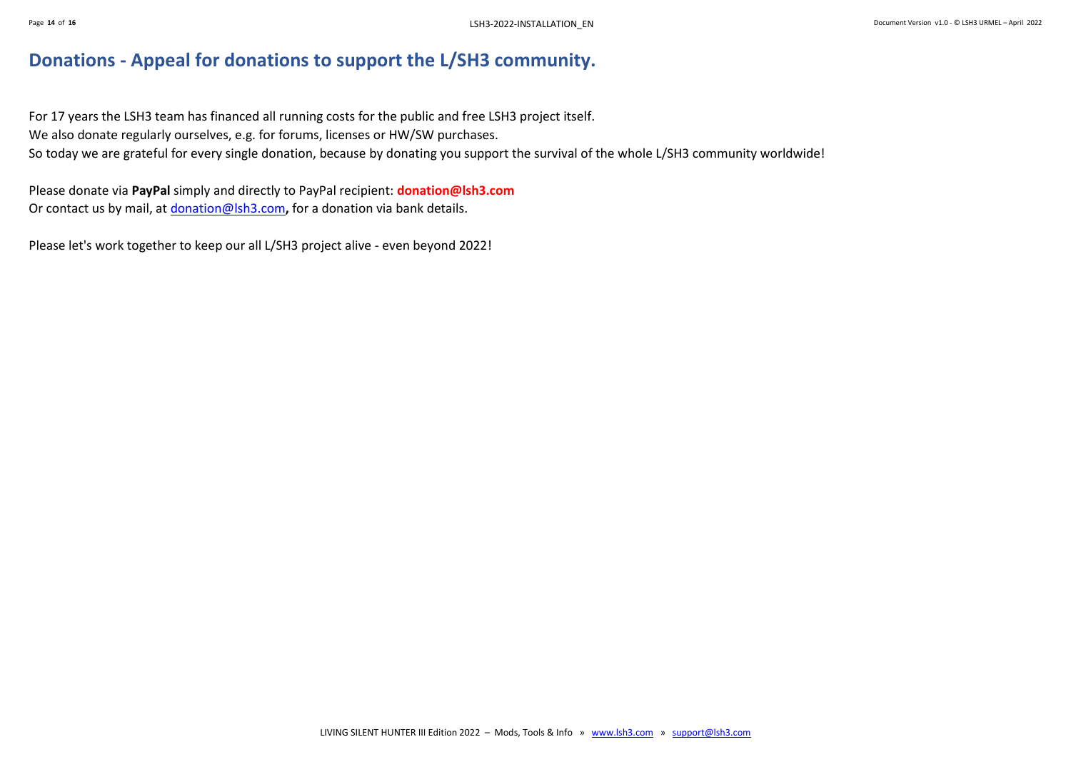# Donations - Appeal for donations to support the L/SH3 community.

For 17 years the LSH3 team has financed all running costs for the public and free LSH3 project itself.
We also donate regularly ourselves, e.g. for forums, licenses or HW/SW purchases.
So today we are grateful for every single donation, because by donating you support the survival of the whole L/SH3 community worldwide!

Please donate via **PayPal** simply and directly to PayPal recipient: **donation@lsh3.com**
Or contact us by mail, at donation@lsh3.com**,** for a donation via bank details.

Please let's work together to keep our all L/SH3 project alive - even beyond 2022!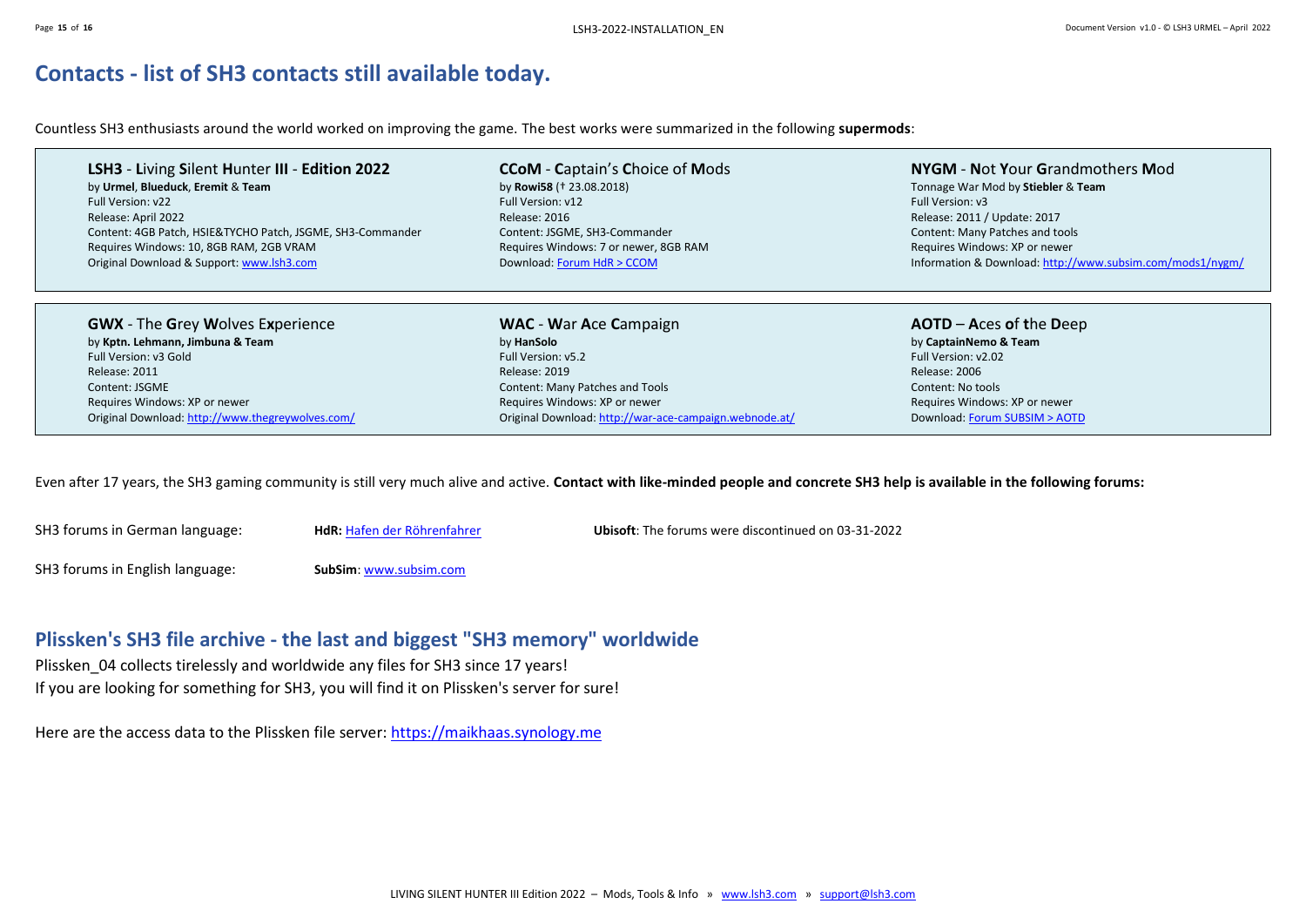## Contacts - list of SH3 contacts still available today.

Countless SH3 enthusiasts around the world worked on improving the game. The best works were summarized in the following **supermods**:

**LSH3** - **L**iving **S**ilent **H**unter **III** - **Edition 2022**
by **Urmel**, **Blueduck**, **Eremit** & **Team**
Full Version: v22
Release: April 2022
Content: 4GB Patch, HSIE&TYCHO Patch, JSGME, SH3-Commander
Requires Windows: 10, 8GB RAM, 2GB VRAM
Original Download & Support: www.lsh3.com

**CCoM** - **C**aptain's **C**hoice of **M**ods
by **Rowi58** († 23.08.2018)
Full Version: v12
Release: 2016
Content: JSGME, SH3-Commander
Requires Windows: 7 or newer, 8GB RAM
Download: Forum HdR > CCOM

**NYGM** - **N**ot **Y**our **G**randmothers **M**od
Tonnage War Mod by **Stiebler** & **Team**
Full Version: v3
Release: 2011 / Update: 2017
Content: Many Patches and tools
Requires Windows: XP or newer
Information & Download: http://www.subsim.com/mods1/nygm/

**GWX** - The **G**rey **W**olves E**x**perience
by **Kptn. Lehmann, Jimbuna & Team**
Full Version: v3 Gold
Release: 2011
Content: JSGME
Requires Windows: XP or newer
Original Download: http://www.thegreywolves.com/

**WAC** - **W**ar **A**ce **C**ampaign
by **HanSolo**
Full Version: v5.2
Release: 2019
Content: Many Patches and Tools
Requires Windows: XP or newer
Original Download: http://war-ace-campaign.webnode.at/

**AOTD** – **A**ces **o**f **t**he **D**eep
by **CaptainNemo & Team**
Full Version: v2.02
Release: 2006
Content: No tools
Requires Windows: XP or newer
Download: Forum SUBSIM > AOTD

Even after 17 years, the SH3 gaming community is still very much alive and active. **Contact with like-minded people and concrete SH3 help is available in the following forums:**

SH3 forums in German language: **HdR:** Hafen der Röhrenfahrer — **Ubisoft**: The forums were discontinued on 03-31-2022

SH3 forums in English language: **SubSim**: www.subsim.com

## Plissken's SH3 file archive - the last and biggest "SH3 memory" worldwide

Plissken_04 collects tirelessly and worldwide any files for SH3 since 17 years!
If you are looking for something for SH3, you will find it on Plissken's server for sure!

Here are the access data to the Plissken file server: https://maikhaas.synology.me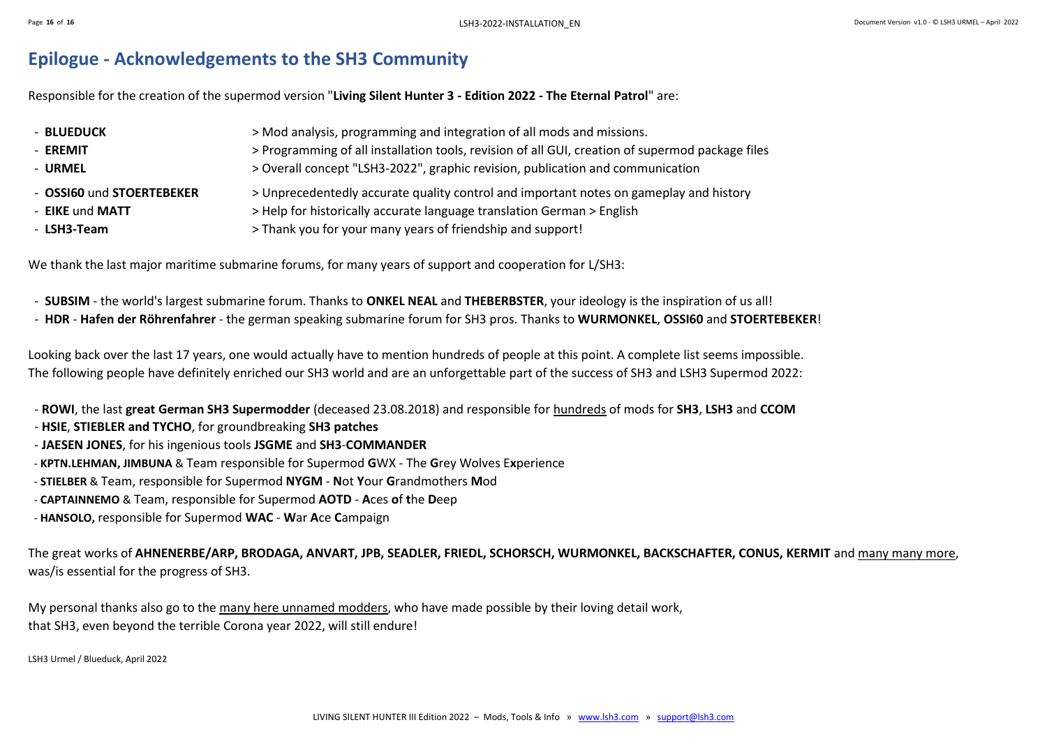# Epilogue - Acknowledgements to the SH3 Community

Responsible for the creation of the supermod version "**Living Silent Hunter 3 - Edition 2022 - The Eternal Patrol**" are:

- **BLUEDUCK** > Mod analysis, programming and integration of all mods and missions.
- **EREMIT** > Programming of all installation tools, revision of all GUI, creation of supermod package files
- **URMEL** > Overall concept "LSH3-2022", graphic revision, publication and communication
- **OSSI60** und **STOERTEBEKER** > Unprecedentedly accurate quality control and important notes on gameplay and history
- **EIKE** und **MATT** > Help for historically accurate language translation German > English
- **LSH3-Team** > Thank you for your many years of friendship and support!

We thank the last major maritime submarine forums, for many years of support and cooperation for L/SH3:

- **SUBSIM** - the world's largest submarine forum. Thanks to **ONKEL NEAL** and **THEBERBSTER**, your ideology is the inspiration of us all!
- **HDR** - **Hafen der Röhrenfahrer** - the german speaking submarine forum for SH3 pros. Thanks to **WURMONKEL**, **OSSI60** and **STOERTEBEKER**!

Looking back over the last 17 years, one would actually have to mention hundreds of people at this point. A complete list seems impossible.
The following people have definitely enriched our SH3 world and are an unforgettable part of the success of SH3 and LSH3 Supermod 2022:

- **ROWI**, the last **great German SH3 Supermodder** (deceased 23.08.2018) and responsible for hundreds of mods for **SH3**, **LSH3** and **CCOM**
- **HSIE**, **STIEBLER and TYCHO**, for groundbreaking **SH3 patches**
- **JAESEN JONES**, for his ingenious tools **JSGME** and **SH3**-**COMMANDER**
- **KPTN.LEHMAN, JIMBUNA** & Team responsible for Supermod **G**WX - The **G**rey Wolves E**x**perience
- **STIELBER** & Team, responsible for Supermod **NYGM** - **N**ot **Y**our **G**randmothers **M**od
- **CAPTAINNEMO** & Team, responsible for Supermod **AOTD** - **A**ces **o**f **t**he **D**eep
- **HANSOLO,** responsible for Supermod **WAC** - **W**ar **A**ce **C**ampaign

The great works of **AHNENERBE/ARP, BRODAGA, ANVART, JPB, SEADLER, FRIEDL, SCHORSCH, WURMONKEL, BACKSCHAFTER, CONUS, KERMIT** and many many more, was/is essential for the progress of SH3.

My personal thanks also go to the many here unnamed modders, who have made possible by their loving detail work,
that SH3, even beyond the terrible Corona year 2022, will still endure!

LSH3 Urmel / Blueduck, April 2022